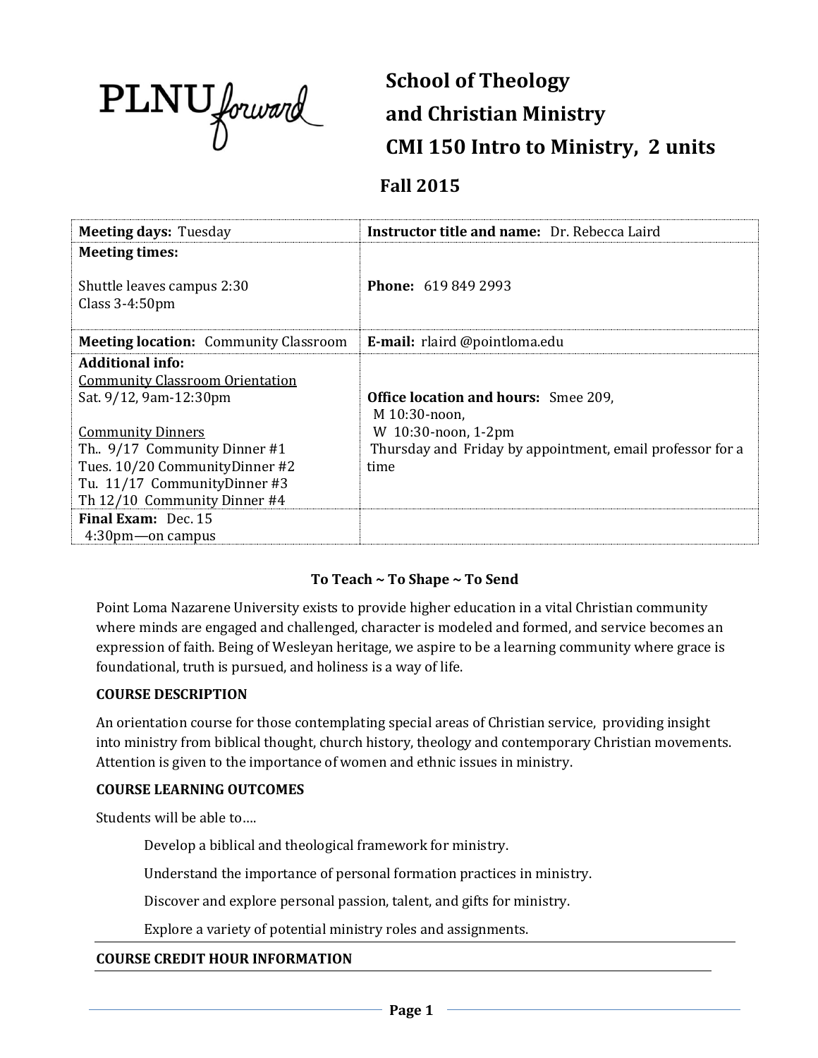PLNU *forward*

# School of Theology and Christian Ministry
# CMI 150 Intro to Ministry, 2 units

## Fall 2015

| | |
|---|---|
| **Meeting days:** Tuesday | **Instructor title and name:** Dr. Rebecca Laird |
| **Meeting times:**<br><br>Shuttle leaves campus 2:30<br>Class 3-4:50pm | **Phone:** 619 849 2993 |
| **Meeting location:** Community Classroom | **E-mail:** rlaird @pointloma.edu |
| **Additional info:**<br>Community Classroom Orientation<br>Sat. 9/12, 9am-12:30pm<br><br>Community Dinners<br>Th.. 9/17 Community Dinner #1<br>Tues. 10/20 CommunityDinner #2<br>Tu. 11/17 CommunityDinner #3<br>Th 12/10 Community Dinner #4 | **Office location and hours:** Smee 209,<br>M 10:30-noon,<br>W 10:30-noon, 1-2pm<br>Thursday and Friday by appointment, email professor for a time |
| **Final Exam:** Dec. 15<br>4:30pm—on campus | |

**To Teach ~ To Shape ~ To Send**

Point Loma Nazarene University exists to provide higher education in a vital Christian community where minds are engaged and challenged, character is modeled and formed, and service becomes an expression of faith. Being of Wesleyan heritage, we aspire to be a learning community where grace is foundational, truth is pursued, and holiness is a way of life.

### COURSE DESCRIPTION

An orientation course for those contemplating special areas of Christian service, providing insight into ministry from biblical thought, church history, theology and contemporary Christian movements. Attention is given to the importance of women and ethnic issues in ministry.

### COURSE LEARNING OUTCOMES

Students will be able to….

- Develop a biblical and theological framework for ministry.
- Understand the importance of personal formation practices in ministry.
- Discover and explore personal passion, talent, and gifts for ministry.
- Explore a variety of potential ministry roles and assignments.

### COURSE CREDIT HOUR INFORMATION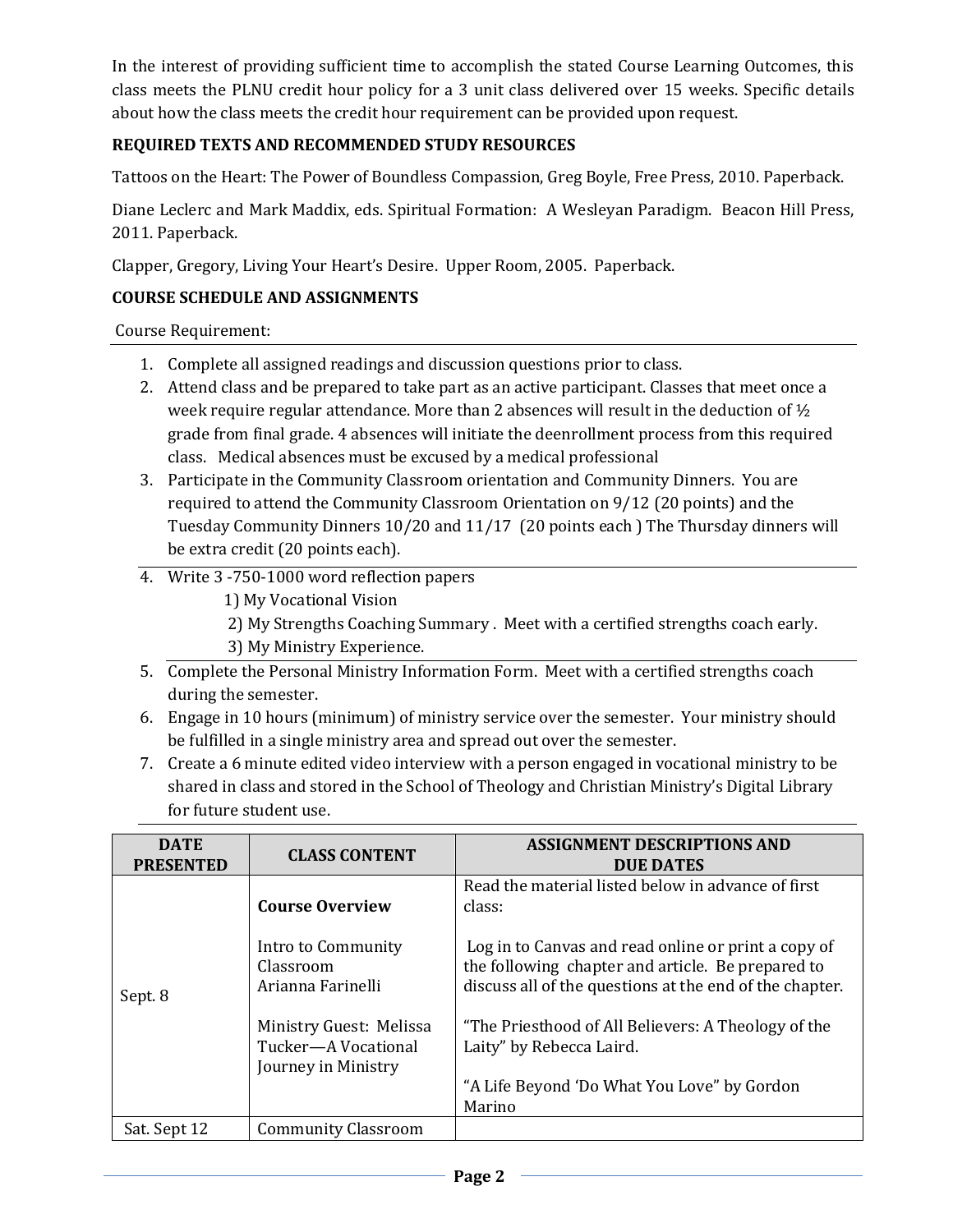In the interest of providing sufficient time to accomplish the stated Course Learning Outcomes, this class meets the PLNU credit hour policy for a 3 unit class delivered over 15 weeks. Specific details about how the class meets the credit hour requirement can be provided upon request.

**REQUIRED TEXTS AND RECOMMENDED STUDY RESOURCES**

Tattoos on the Heart: The Power of Boundless Compassion, Greg Boyle, Free Press, 2010. Paperback.

Diane Leclerc and Mark Maddix, eds. Spiritual Formation: A Wesleyan Paradigm. Beacon Hill Press, 2011. Paperback.

Clapper, Gregory, Living Your Heart's Desire. Upper Room, 2005. Paperback.

**COURSE SCHEDULE AND ASSIGNMENTS**

Course Requirement:

1. Complete all assigned readings and discussion questions prior to class.
2. Attend class and be prepared to take part as an active participant. Classes that meet once a week require regular attendance. More than 2 absences will result in the deduction of ½ grade from final grade. 4 absences will initiate the deenrollment process from this required class. Medical absences must be excused by a medical professional
3. Participate in the Community Classroom orientation and Community Dinners. You are required to attend the Community Classroom Orientation on 9/12 (20 points) and the Tuesday Community Dinners 10/20 and 11/17 (20 points each ) The Thursday dinners will be extra credit (20 points each).
4. Write 3 -750-1000 word reflection papers
   1) My Vocational Vision
   2) My Strengths Coaching Summary . Meet with a certified strengths coach early.
   3) My Ministry Experience.
5. Complete the Personal Ministry Information Form. Meet with a certified strengths coach during the semester.
6. Engage in 10 hours (minimum) of ministry service over the semester. Your ministry should be fulfilled in a single ministry area and spread out over the semester.
7. Create a 6 minute edited video interview with a person engaged in vocational ministry to be shared in class and stored in the School of Theology and Christian Ministry's Digital Library for future student use.

| DATE PRESENTED | CLASS CONTENT | ASSIGNMENT DESCRIPTIONS AND DUE DATES |
|---|---|---|
| Sept. 8 | **Course Overview**<br><br>Intro to Community Classroom<br>Arianna Farinelli<br><br>Ministry Guest: Melissa Tucker—A Vocational Journey in Ministry | Read the material listed below in advance of first class:<br><br>Log in to Canvas and read online or print a copy of the following chapter and article. Be prepared to discuss all of the questions at the end of the chapter.<br><br>"The Priesthood of All Believers: A Theology of the Laity" by Rebecca Laird.<br><br>"A Life Beyond 'Do What You Love" by Gordon Marino |
| Sat. Sept 12 | Community Classroom | |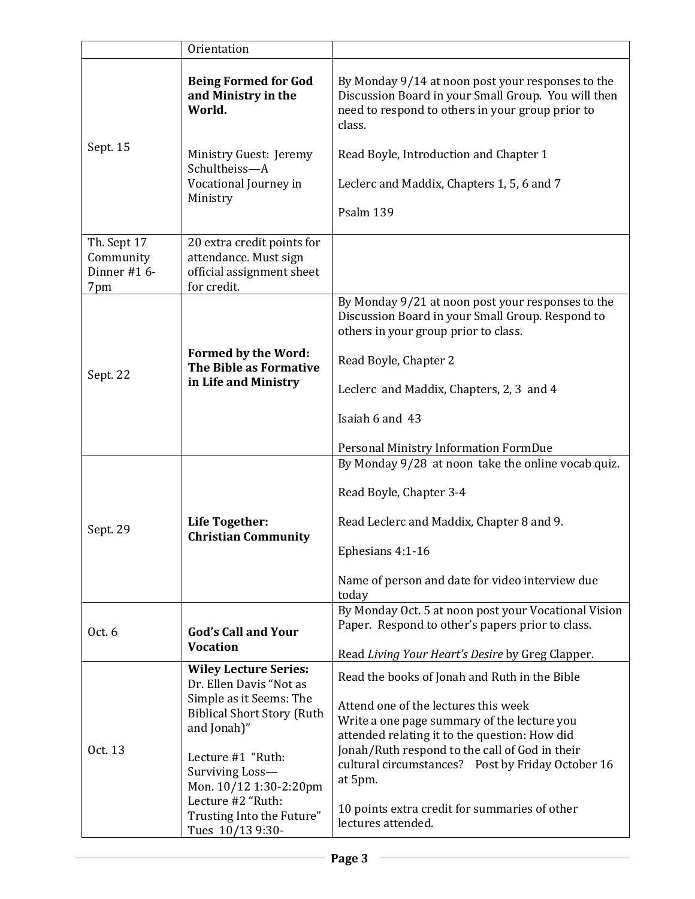| | | |
|---|---|---|
| | Orientation | |
| Sept. 15 | **Being Formed for God and Ministry in the World.**<br><br>Ministry Guest: Jeremy Schultheiss—A Vocational Journey in Ministry | By Monday 9/14 at noon post your responses to the Discussion Board in your Small Group. You will then need to respond to others in your group prior to class.<br><br>Read Boyle, Introduction and Chapter 1<br><br>Leclerc and Maddix, Chapters 1, 5, 6 and 7<br><br>Psalm 139 |
| Th. Sept 17 Community Dinner #1 6-7pm | 20 extra credit points for attendance. Must sign official assignment sheet for credit. | |
| Sept. 22 | **Formed by the Word: The Bible as Formative in Life and Ministry** | By Monday 9/21 at noon post your responses to the Discussion Board in your Small Group. Respond to others in your group prior to class.<br><br>Read Boyle, Chapter 2<br><br>Leclerc and Maddix, Chapters, 2, 3 and 4<br><br>Isaiah 6 and 43<br><br>Personal Ministry Information FormDue |
| Sept. 29 | **Life Together: Christian Community** | By Monday 9/28 at noon take the online vocab quiz.<br><br>Read Boyle, Chapter 3-4<br><br>Read Leclerc and Maddix, Chapter 8 and 9.<br><br>Ephesians 4:1-16<br><br>Name of person and date for video interview due today |
| Oct. 6 | **God's Call and Your Vocation** | By Monday Oct. 5 at noon post your Vocational Vision Paper. Respond to other's papers prior to class.<br><br>Read *Living Your Heart's Desire* by Greg Clapper. |
| Oct. 13 | **Wiley Lecture Series:** Dr. Ellen Davis "Not as Simple as it Seems: The Biblical Short Story (Ruth and Jonah)"<br><br>Lecture #1 "Ruth: Surviving Loss—Mon. 10/12 1:30-2:20pm<br>Lecture #2 "Ruth: Trusting Into the Future" Tues 10/13 9:30- | Read the books of Jonah and Ruth in the Bible<br><br>Attend one of the lectures this week<br>Write a one page summary of the lecture you attended relating it to the question: How did Jonah/Ruth respond to the call of God in their cultural circumstances? Post by Friday October 16 at 5pm.<br><br>10 points extra credit for summaries of other lectures attended. |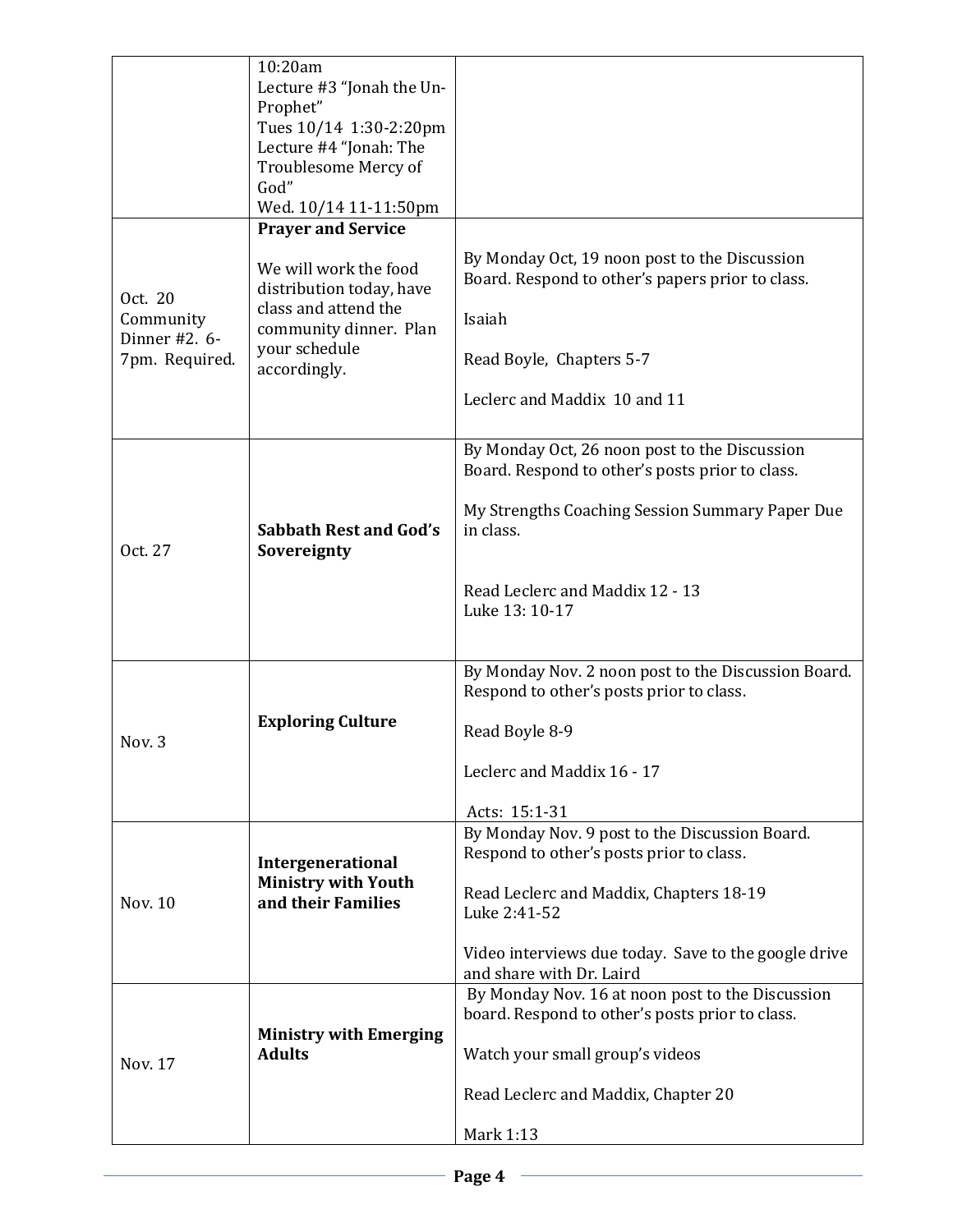| | | |
|---|---|---|
| | 10:20am<br>Lecture #3 "Jonah the Un-Prophet"<br>Tues 10/14 1:30-2:20pm<br>Lecture #4 "Jonah: The Troublesome Mercy of God"<br>Wed. 10/14 11-11:50pm | |
| Oct. 20<br>Community Dinner #2. 6-7pm. Required. | **Prayer and Service**<br><br>We will work the food distribution today, have class and attend the community dinner. Plan your schedule accordingly. | By Monday Oct, 19 noon post to the Discussion Board. Respond to other's papers prior to class.<br><br>Isaiah<br><br>Read Boyle, Chapters 5-7<br><br>Leclerc and Maddix 10 and 11 |
| Oct. 27 | **Sabbath Rest and God's Sovereignty** | By Monday Oct, 26 noon post to the Discussion Board. Respond to other's posts prior to class.<br><br>My Strengths Coaching Session Summary Paper Due in class.<br><br>Read Leclerc and Maddix 12 - 13<br>Luke 13: 10-17 |
| Nov. 3 | **Exploring Culture** | By Monday Nov. 2 noon post to the Discussion Board. Respond to other's posts prior to class.<br><br>Read Boyle 8-9<br><br>Leclerc and Maddix 16 - 17<br><br>Acts: 15:1-31 |
| Nov. 10 | **Intergenerational Ministry with Youth and their Families** | By Monday Nov. 9 post to the Discussion Board. Respond to other's posts prior to class.<br><br>Read Leclerc and Maddix, Chapters 18-19<br>Luke 2:41-52<br><br>Video interviews due today. Save to the google drive and share with Dr. Laird |
| Nov. 17 | **Ministry with Emerging Adults** | By Monday Nov. 16 at noon post to the Discussion board. Respond to other's posts prior to class.<br><br>Watch your small group's videos<br><br>Read Leclerc and Maddix, Chapter 20<br><br>Mark 1:13 |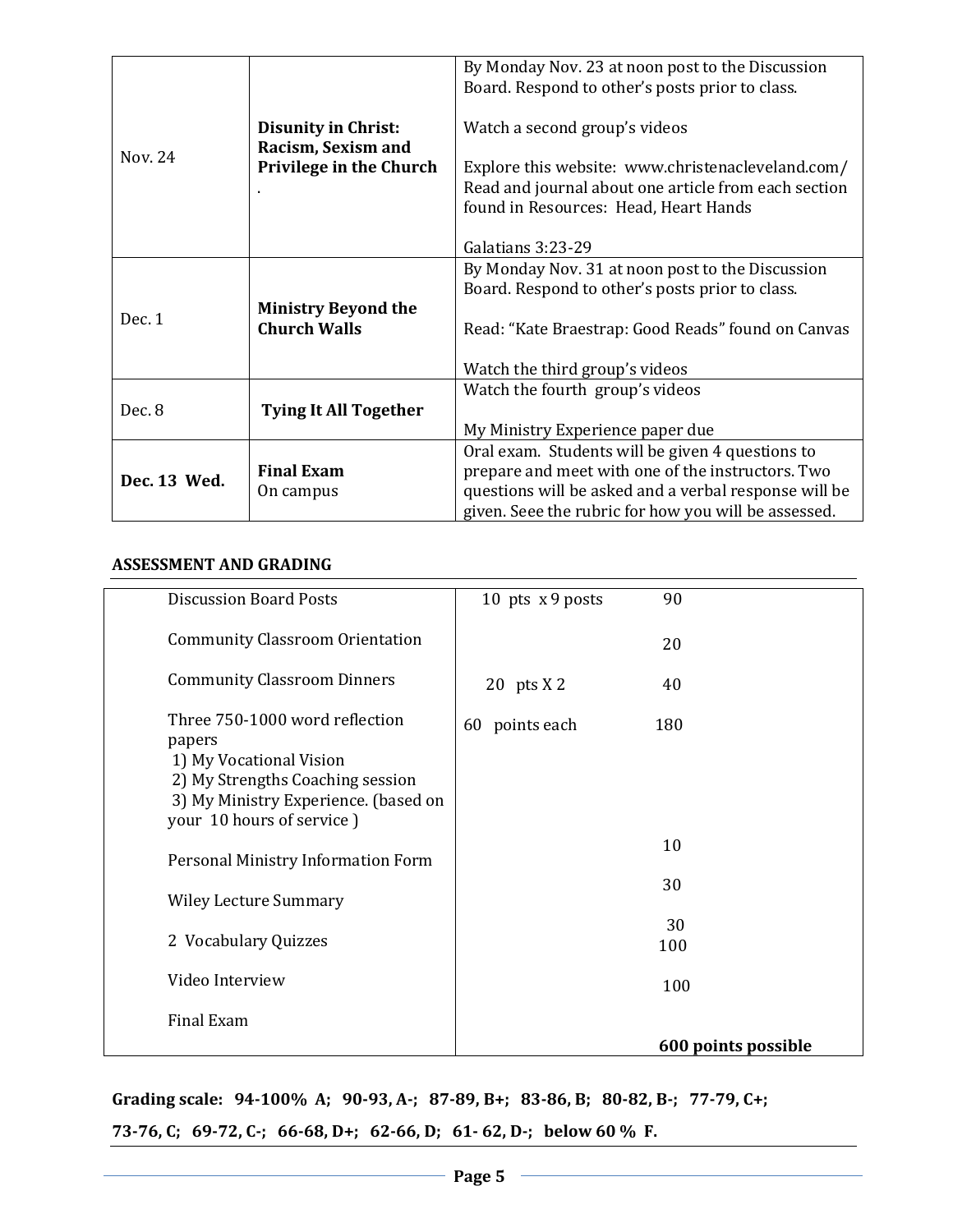| | | |
|---|---|---|
| Nov. 24 | **Disunity in Christ: Racism, Sexism and Privilege in the Church** . | By Monday Nov. 23 at noon post to the Discussion Board. Respond to other's posts prior to class.<br><br>Watch a second group's videos<br><br>Explore this website: www.christenacleveland.com/ Read and journal about one article from each section found in Resources: Head, Heart Hands<br><br>Galatians 3:23-29 |
| Dec. 1 | **Ministry Beyond the Church Walls** | By Monday Nov. 31 at noon post to the Discussion Board. Respond to other's posts prior to class.<br><br>Read: "Kate Braestrap: Good Reads" found on Canvas<br><br>Watch the third group's videos |
| Dec. 8 | **Tying It All Together** | Watch the fourth group's videos<br><br>My Ministry Experience paper due |
| **Dec. 13 Wed.** | **Final Exam** On campus | Oral exam. Students will be given 4 questions to prepare and meet with one of the instructors. Two questions will be asked and a verbal response will be given. Seee the rubric for how you will be assessed. |

## ASSESSMENT AND GRADING

| Assignment | | Points |
|---|---|---|
| Discussion Board Posts | 10 pts x 9 posts | 90 |
| Community Classroom Orientation | | 20 |
| Community Classroom Dinners | 20 pts X 2 | 40 |
| Three 750-1000 word reflection papers<br>1) My Vocational Vision<br>2) My Strengths Coaching session<br>3) My Ministry Experience. (based on your 10 hours of service ) | 60 points each | 180 |
| Personal Ministry Information Form | | 10 |
| Wiley Lecture Summary | | 30 |
| 2 Vocabulary Quizzes | | 30 |
| Video Interview | | 100 |
| Final Exam | | 100 |
| | | **600 points possible** |

**Grading scale: 94-100% A; 90-93, A-; 87-89, B+; 83-86, B; 80-82, B-; 77-79, C+; 73-76, C; 69-72, C-; 66-68, D+; 62-66, D; 61- 62, D-; below 60 % F.**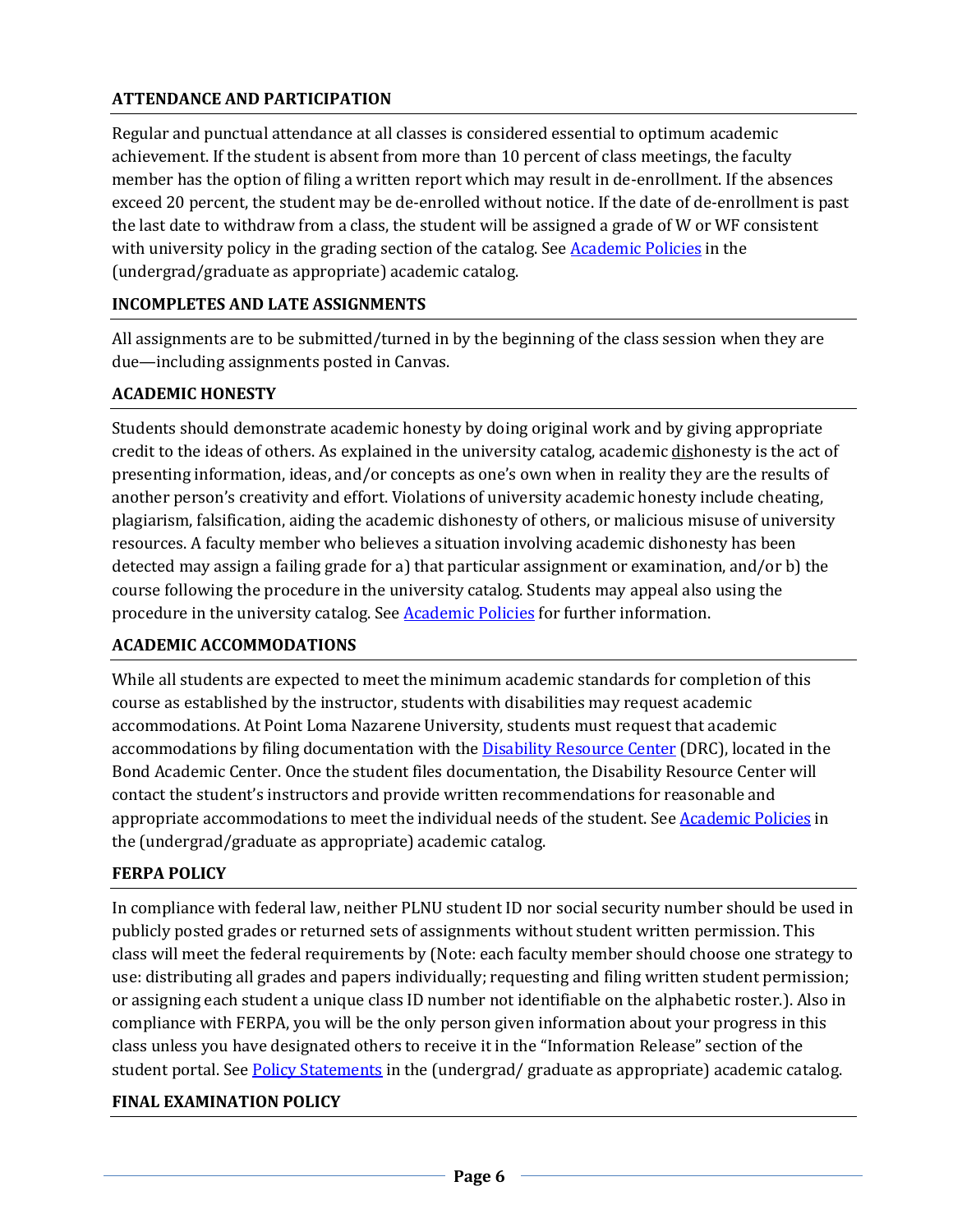## ATTENDANCE AND PARTICIPATION

Regular and punctual attendance at all classes is considered essential to optimum academic achievement. If the student is absent from more than 10 percent of class meetings, the faculty member has the option of filing a written report which may result in de-enrollment. If the absences exceed 20 percent, the student may be de-enrolled without notice. If the date of de-enrollment is past the last date to withdraw from a class, the student will be assigned a grade of W or WF consistent with university policy in the grading section of the catalog. See [Academic Policies] in the (undergrad/graduate as appropriate) academic catalog.

## INCOMPLETES AND LATE ASSIGNMENTS

All assignments are to be submitted/turned in by the beginning of the class session when they are due—including assignments posted in Canvas.

## ACADEMIC HONESTY

Students should demonstrate academic honesty by doing original work and by giving appropriate credit to the ideas of others. As explained in the university catalog, academic <u>dis</u>honesty is the act of presenting information, ideas, and/or concepts as one's own when in reality they are the results of another person's creativity and effort. Violations of university academic honesty include cheating, plagiarism, falsification, aiding the academic dishonesty of others, or malicious misuse of university resources. A faculty member who believes a situation involving academic dishonesty has been detected may assign a failing grade for a) that particular assignment or examination, and/or b) the course following the procedure in the university catalog. Students may appeal also using the procedure in the university catalog. See [Academic Policies] for further information.

## ACADEMIC ACCOMMODATIONS

While all students are expected to meet the minimum academic standards for completion of this course as established by the instructor, students with disabilities may request academic accommodations. At Point Loma Nazarene University, students must request that academic accommodations by filing documentation with the [Disability Resource Center] (DRC), located in the Bond Academic Center. Once the student files documentation, the Disability Resource Center will contact the student's instructors and provide written recommendations for reasonable and appropriate accommodations to meet the individual needs of the student. See [Academic Policies] in the (undergrad/graduate as appropriate) academic catalog.

## FERPA POLICY

In compliance with federal law, neither PLNU student ID nor social security number should be used in publicly posted grades or returned sets of assignments without student written permission. This class will meet the federal requirements by (Note: each faculty member should choose one strategy to use: distributing all grades and papers individually; requesting and filing written student permission; or assigning each student a unique class ID number not identifiable on the alphabetic roster.). Also in compliance with FERPA, you will be the only person given information about your progress in this class unless you have designated others to receive it in the "Information Release" section of the student portal. See [Policy Statements] in the (undergrad/ graduate as appropriate) academic catalog.

## FINAL EXAMINATION POLICY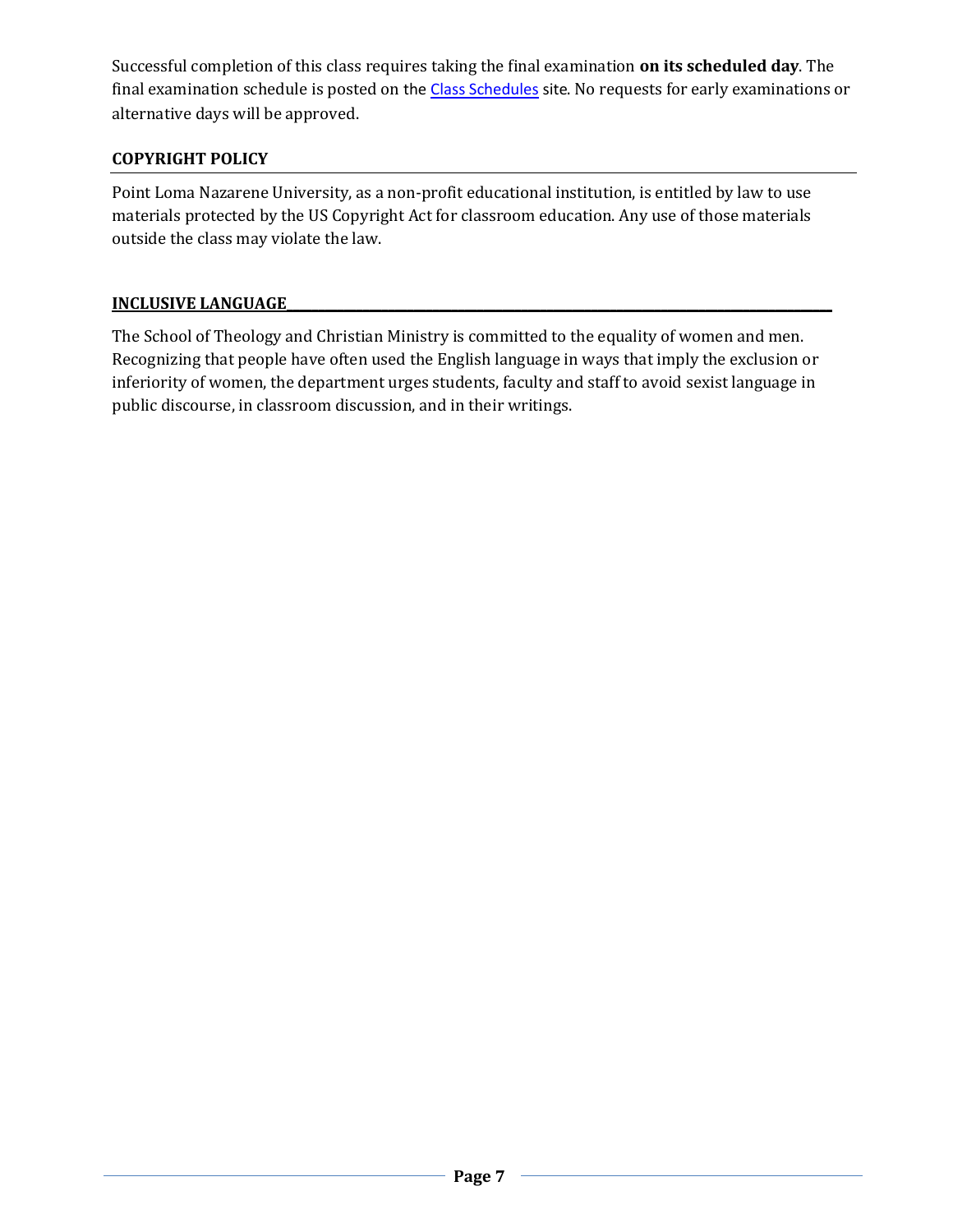Successful completion of this class requires taking the final examination **on its scheduled day**. The final examination schedule is posted on the Class Schedules site. No requests for early examinations or alternative days will be approved.

## COPYRIGHT POLICY

Point Loma Nazarene University, as a non-profit educational institution, is entitled by law to use materials protected by the US Copyright Act for classroom education. Any use of those materials outside the class may violate the law.

## INCLUSIVE LANGUAGE

The School of Theology and Christian Ministry is committed to the equality of women and men. Recognizing that people have often used the English language in ways that imply the exclusion or inferiority of women, the department urges students, faculty and staff to avoid sexist language in public discourse, in classroom discussion, and in their writings.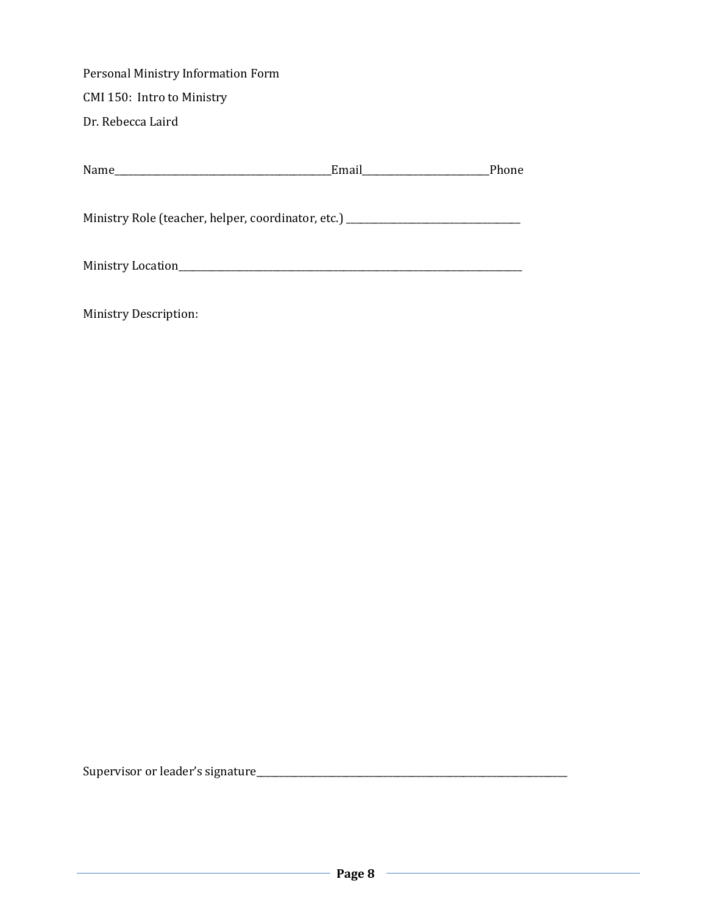Personal Ministry Information Form

CMI 150: Intro to Ministry

Dr. Rebecca Laird

Name_____________________________________________Email__________________________Phone

Ministry Role (teacher, helper, coordinator, etc.) ____________________________________

Ministry Location_______________________________________________________________________

Ministry Description:

Supervisor or leader's signature_______________________________________________________________